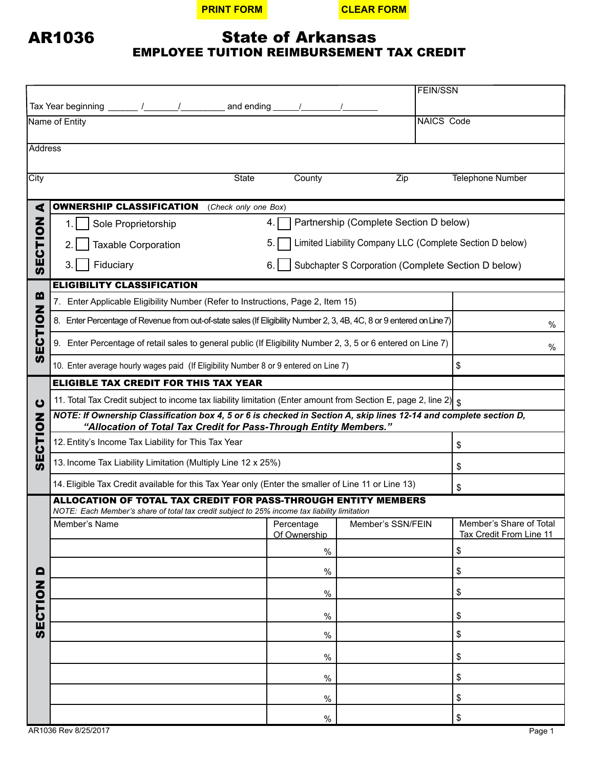PRINT FORM CLEAR FORM

# AR1036

## State of Arkansas
## EMPLOYEE TUITION REIMBURSEMENT TAX CREDIT

| | |
|---|---|
| Tax Year beginning ______ /_______/_________ and ending _____/________/_______ | FEIN/SSN |
| Name of Entity | NAICS Code |
| Address | |
| City State County Zip Telephone Number | |

**SECTION A**

**OWNERSHIP CLASSIFICATION** (*Check only one Box*)

1. ☐ Sole Proprietorship
2. ☐ Taxable Corporation
3. ☐ Fiduciary
4. ☐ Partnership (Complete Section D below)
5. ☐ Limited Liability Company LLC (Complete Section D below)
6. ☐ Subchapter S Corporation (Complete Section D below)

**SECTION B**

**ELIGIBILITY CLASSIFICATION**

| | |
|---|---|
| 7. Enter Applicable Eligibility Number (Refer to Instructions, Page 2, Item 15) | |
| 8. Enter Percentage of Revenue from out-of-state sales (If Eligibility Number 2, 3, 4B, 4C, 8 or 9 entered on Line 7) | % |
| 9. Enter Percentage of retail sales to general public (If Eligibility Number 2, 3, 5 or 6 entered on Line 7) | % |
| 10. Enter average hourly wages paid (If Eligibility Number 8 or 9 entered on Line 7) | $ |

**SECTION C**

**ELIGIBLE TAX CREDIT FOR THIS TAX YEAR**

| | |
|---|---|
| 11. Total Tax Credit subject to income tax liability limitation (Enter amount from Section E, page 2, line 2) | $ |

***NOTE: If Ownership Classification box 4, 5 or 6 is checked in Section A, skip lines 12-14 and complete section D, "Allocation of Total Tax Credit for Pass-Through Entity Members."***

| | |
|---|---|
| 12. Entity's Income Tax Liability for This Tax Year | $ |
| 13. Income Tax Liability Limitation (Multiply Line 12 x 25%) | $ |
| 14. Eligible Tax Credit available for this Tax Year only (Enter the smaller of Line 11 or Line 13) | $ |

**SECTION D**

**ALLOCATION OF TOTAL TAX CREDIT FOR PASS-THROUGH ENTITY MEMBERS**

*NOTE: Each Member's share of total tax credit subject to 25% income tax liability limitation*

| Member's Name | Percentage Of Ownership | Member's SSN/FEIN | Member's Share of Total Tax Credit From Line 11 |
|---|---|---|---|
| | % | | $ |
| | % | | $ |
| | % | | $ |
| | % | | $ |
| | % | | $ |
| | % | | $ |
| | % | | $ |
| | % | | $ |
| | % | | $ |

AR1036 Rev 8/25/2017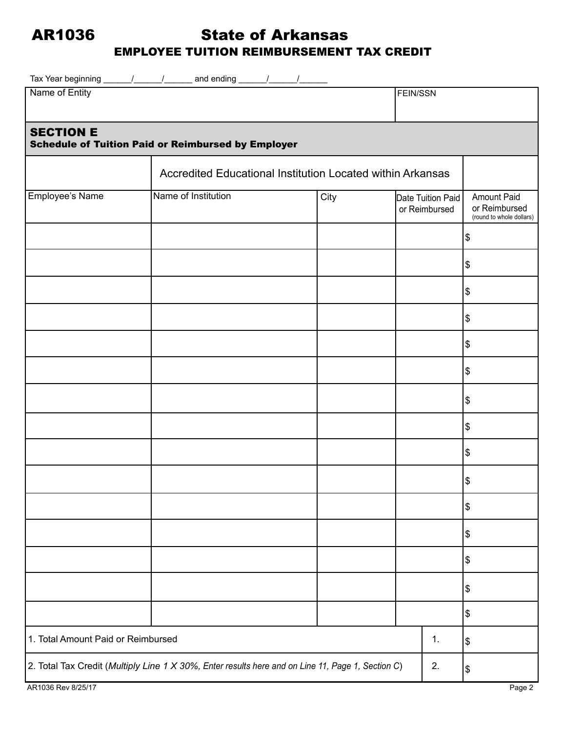# AR1036 State of Arkansas

## EMPLOYEE TUITION REIMBURSEMENT TAX CREDIT

Tax Year beginning ______/______/______ and ending ______/______/______

| Name of Entity | FEIN/SSN |
|---|---|
| | |

## SECTION E
**Schedule of Tuition Paid or Reimbursed by Employer**

| | Accredited Educational Institution Located within Arkansas | | | |
|---|---|---|---|---|
| Employee's Name | Name of Institution | City | Date Tuition Paid or Reimbursed | Amount Paid or Reimbursed (round to whole dollars) |
| | | | | $ |
| | | | | $ |
| | | | | $ |
| | | | | $ |
| | | | | $ |
| | | | | $ |
| | | | | $ |
| | | | | $ |
| | | | | $ |
| | | | | $ |
| | | | | $ |
| | | | | $ |
| | | | | $ |
| | | | | $ |
| | | | | $ |

| | | |
|---|---|---|
| 1. Total Amount Paid or Reimbursed | 1. | $ |
| 2. Total Tax Credit (*Multiply Line 1 X 30%, Enter results here and on Line 11, Page 1, Section C*) | 2. | $ |

AR1036 Rev 8/25/17